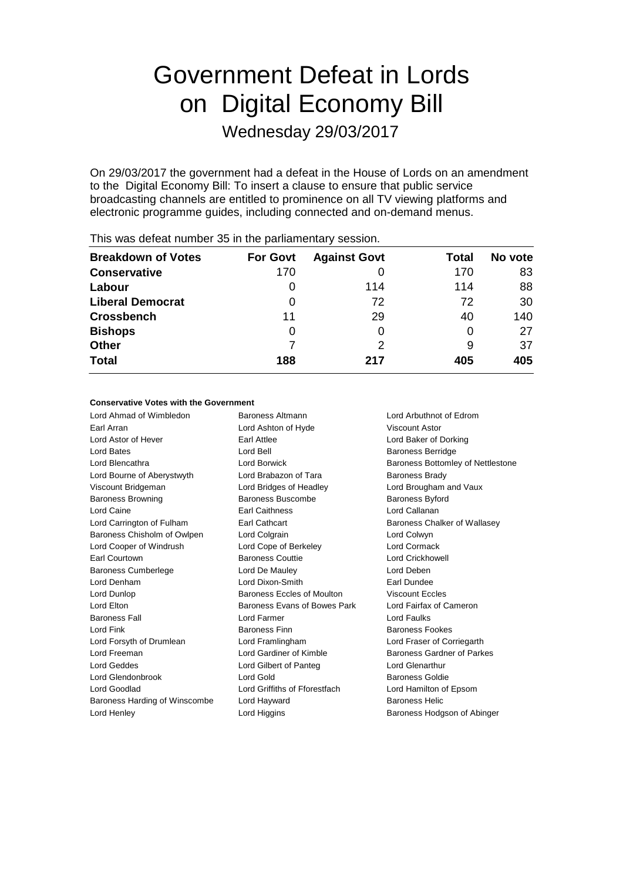# Government Defeat in Lords on Digital Economy Bill

Wednesday 29/03/2017

On 29/03/2017 the government had a defeat in the House of Lords on an amendment to the Digital Economy Bill: To insert a clause to ensure that public service broadcasting channels are entitled to prominence on all TV viewing platforms and electronic programme guides, including connected and on-demand menus.

This was defeat number 35 in the parliamentary session.

| Breakdown of Votes | For Govt | Against Govt | Total | No vote |
|---|---|---|---|---|
| **Conservative** | 170 | 0 | 170 | 83 |
| **Labour** | 0 | 114 | 114 | 88 |
| **Liberal Democrat** | 0 | 72 | 72 | 30 |
| **Crossbench** | 11 | 29 | 40 | 140 |
| **Bishops** | 0 | 0 | 0 | 27 |
| **Other** | 7 | 2 | 9 | 37 |
| **Total** | **188** | **217** | **405** | **405** |

**Conservative Votes with the Government**

Lord Ahmad of Wimbledon, Baroness Altmann, Lord Arbuthnot of Edrom, Earl Arran, Lord Ashton of Hyde, Viscount Astor, Lord Astor of Hever, Earl Attlee, Lord Baker of Dorking, Lord Bates, Lord Bell, Baroness Berridge, Lord Blencathra, Lord Borwick, Baroness Bottomley of Nettlestone, Lord Bourne of Aberystwyth, Lord Brabazon of Tara, Baroness Brady, Viscount Bridgeman, Lord Bridges of Headley, Lord Brougham and Vaux, Baroness Browning, Baroness Buscombe, Baroness Byford, Lord Caine, Earl Caithness, Lord Callanan, Lord Carrington of Fulham, Earl Cathcart, Baroness Chalker of Wallasey, Baroness Chisholm of Owlpen, Lord Colgrain, Lord Colwyn, Lord Cooper of Windrush, Lord Cope of Berkeley, Lord Cormack, Earl Courtown, Baroness Couttie, Lord Crickhowell, Baroness Cumberlege, Lord De Mauley, Lord Deben, Lord Denham, Lord Dixon-Smith, Earl Dundee, Lord Dunlop, Baroness Eccles of Moulton, Viscount Eccles, Lord Elton, Baroness Evans of Bowes Park, Lord Fairfax of Cameron, Baroness Fall, Lord Farmer, Lord Faulks, Lord Fink, Baroness Finn, Baroness Fookes, Lord Forsyth of Drumlean, Lord Framlingham, Lord Fraser of Corriegarth, Lord Freeman, Lord Gardiner of Kimble, Baroness Gardner of Parkes, Lord Geddes, Lord Gilbert of Panteg, Lord Glenarthur, Lord Glendonbrook, Lord Gold, Baroness Goldie, Lord Goodlad, Lord Griffiths of Fforestfach, Lord Hamilton of Epsom, Baroness Harding of Winscombe, Lord Hayward, Baroness Helic, Lord Henley, Lord Higgins, Baroness Hodgson of Abinger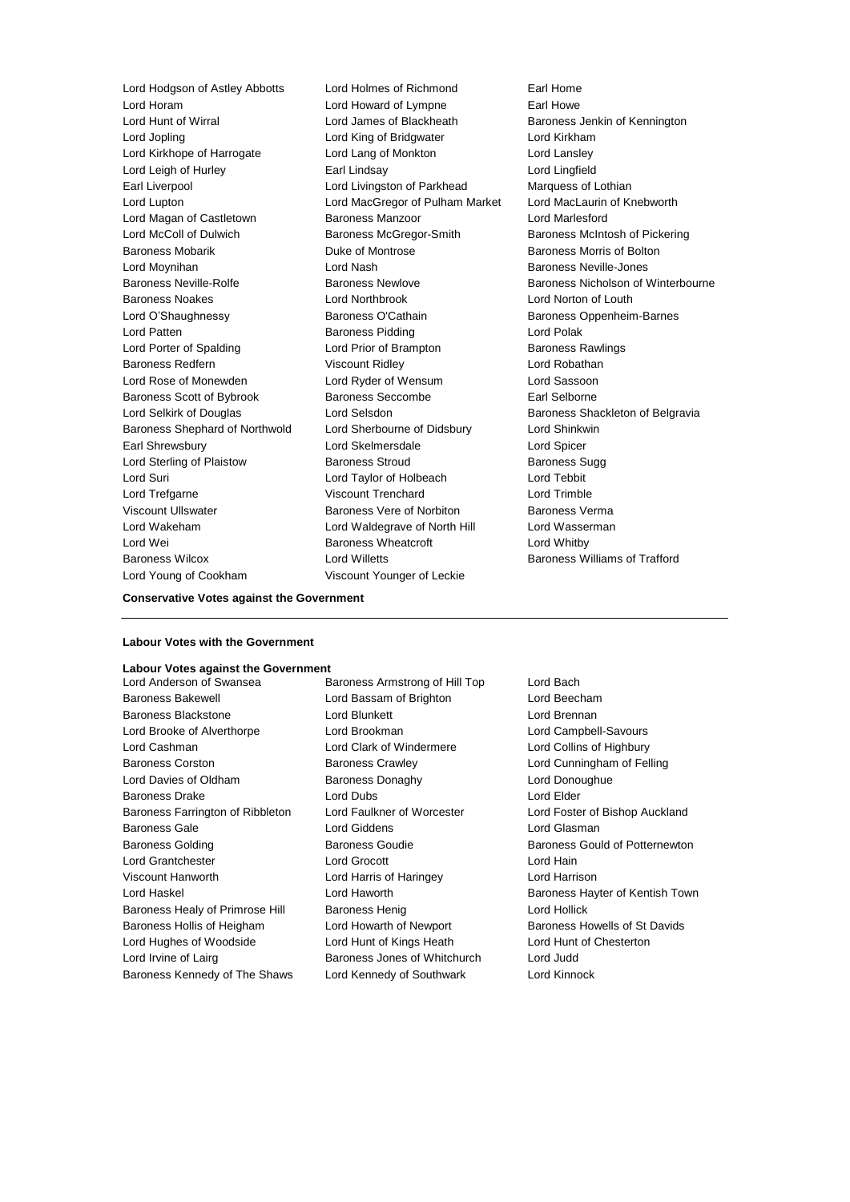Lord Hodgson of Astley Abbotts
Lord Holmes of Richmond
Earl Home
Lord Horam
Lord Howard of Lympne
Earl Howe
Lord Hunt of Wirral
Lord James of Blackheath
Baroness Jenkin of Kennington
Lord Jopling
Lord King of Bridgwater
Lord Kirkham
Lord Kirkhope of Harrogate
Lord Lang of Monkton
Lord Lansley
Lord Leigh of Hurley
Earl Lindsay
Lord Lingfield
Earl Liverpool
Lord Livingston of Parkhead
Marquess of Lothian
Lord Lupton
Lord MacGregor of Pulham Market
Lord MacLaurin of Knebworth
Lord Magan of Castletown
Baroness Manzoor
Lord Marlesford
Lord McColl of Dulwich
Baroness McGregor-Smith
Baroness McIntosh of Pickering
Baroness Mobarik
Duke of Montrose
Baroness Morris of Bolton
Lord Moynihan
Lord Nash
Baroness Neville-Jones
Baroness Neville-Rolfe
Baroness Newlove
Baroness Nicholson of Winterbourne
Baroness Noakes
Lord Northbrook
Lord Norton of Louth
Lord O'Shaughnessy
Baroness O'Cathain
Baroness Oppenheim-Barnes
Lord Patten
Baroness Pidding
Lord Polak
Lord Porter of Spalding
Lord Prior of Brampton
Baroness Rawlings
Baroness Redfern
Viscount Ridley
Lord Robathan
Lord Rose of Monewden
Lord Ryder of Wensum
Lord Sassoon
Baroness Scott of Bybrook
Baroness Seccombe
Earl Selborne
Lord Selkirk of Douglas
Lord Selsdon
Baroness Shackleton of Belgravia
Baroness Shephard of Northwold
Lord Sherbourne of Didsbury
Lord Shinkwin
Earl Shrewsbury
Lord Skelmersdale
Lord Spicer
Lord Sterling of Plaistow
Baroness Stroud
Baroness Sugg
Lord Suri
Lord Taylor of Holbeach
Lord Tebbit
Lord Trefgarne
Viscount Trenchard
Lord Trimble
Viscount Ullswater
Baroness Vere of Norbiton
Baroness Verma
Lord Wakeham
Lord Waldegrave of North Hill
Lord Wasserman
Lord Wei
Baroness Wheatcroft
Lord Whitby
Baroness Wilcox
Lord Willetts
Baroness Williams of Trafford
Lord Young of Cookham
Viscount Younger of Leckie

**Conservative Votes against the Government**

---

**Labour Votes with the Government**

**Labour Votes against the Government**

Lord Anderson of Swansea
Baroness Armstrong of Hill Top
Lord Bach
Baroness Bakewell
Lord Bassam of Brighton
Lord Beecham
Baroness Blackstone
Lord Blunkett
Lord Brennan
Lord Brooke of Alverthorpe
Lord Brookman
Lord Campbell-Savours
Lord Cashman
Lord Clark of Windermere
Lord Collins of Highbury
Baroness Corston
Baroness Crawley
Lord Cunningham of Felling
Lord Davies of Oldham
Baroness Donaghy
Lord Donoughue
Baroness Drake
Lord Dubs
Lord Elder
Baroness Farrington of Ribbleton
Lord Faulkner of Worcester
Lord Foster of Bishop Auckland
Baroness Gale
Lord Giddens
Lord Glasman
Baroness Golding
Baroness Goudie
Baroness Gould of Potternewton
Lord Grantchester
Lord Grocott
Lord Hain
Viscount Hanworth
Lord Harris of Haringey
Lord Harrison
Lord Haskel
Lord Haworth
Baroness Hayter of Kentish Town
Baroness Healy of Primrose Hill
Baroness Henig
Lord Hollick
Baroness Hollis of Heigham
Lord Howarth of Newport
Baroness Howells of St Davids
Lord Hughes of Woodside
Lord Hunt of Kings Heath
Lord Hunt of Chesterton
Lord Irvine of Lairg
Baroness Jones of Whitchurch
Lord Judd
Baroness Kennedy of The Shaws
Lord Kennedy of Southwark
Lord Kinnock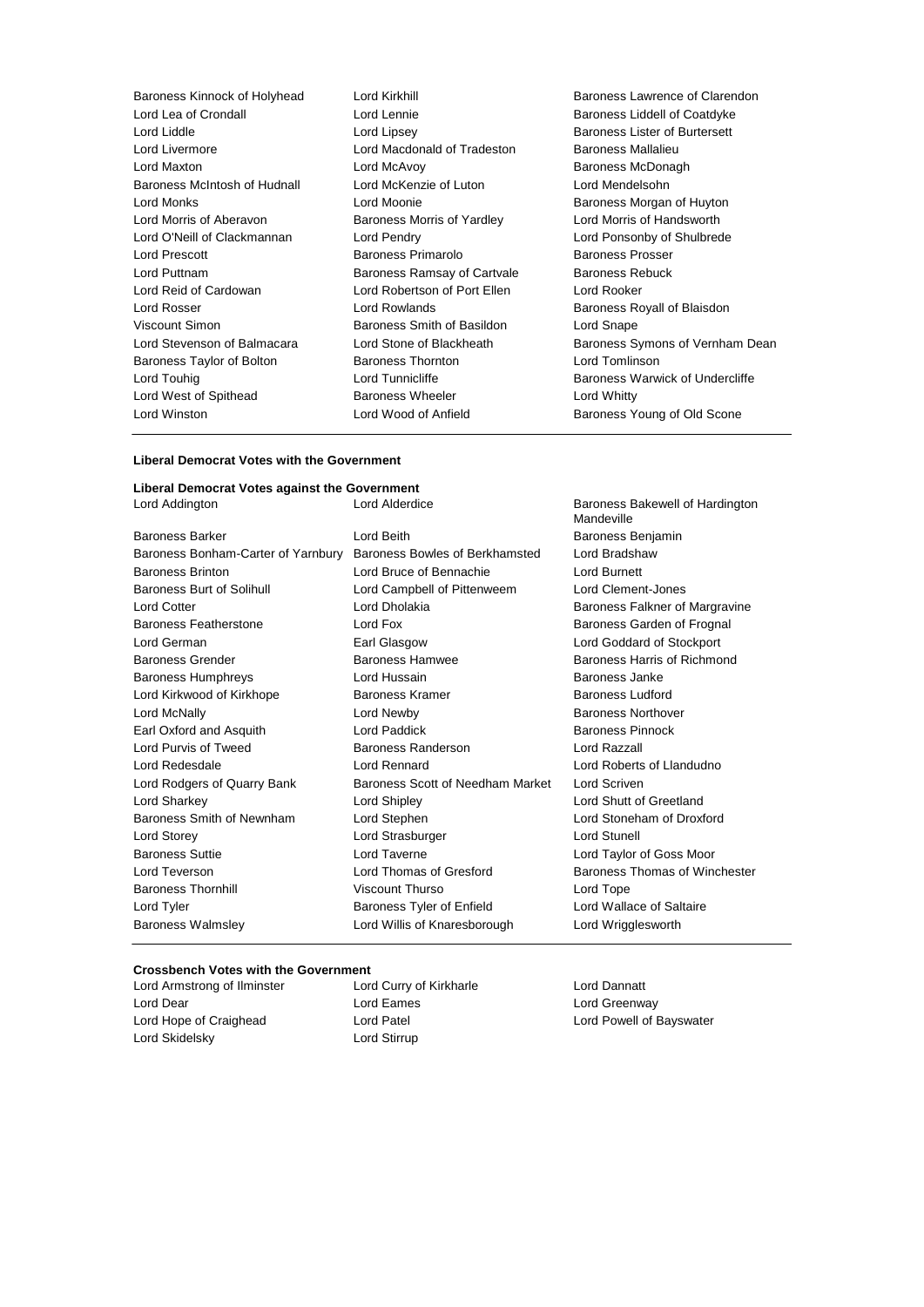Baroness Kinnock of Holyhead, Lord Kirkhill, Baroness Lawrence of Clarendon, Lord Lea of Crondall, Lord Lennie, Baroness Liddell of Coatdyke, Lord Liddle, Lord Lipsey, Baroness Lister of Burtersett, Lord Livermore, Lord Macdonald of Tradeston, Baroness Mallalieu, Lord Maxton, Lord McAvoy, Baroness McDonagh, Baroness McIntosh of Hudnall, Lord McKenzie of Luton, Lord Mendelsohn, Lord Monks, Lord Moonie, Baroness Morgan of Huyton, Lord Morris of Aberavon, Baroness Morris of Yardley, Lord Morris of Handsworth, Lord O'Neill of Clackmannan, Lord Pendry, Lord Ponsonby of Shulbrede, Lord Prescott, Baroness Primarolo, Baroness Prosser, Lord Puttnam, Baroness Ramsay of Cartvale, Baroness Rebuck, Lord Reid of Cardowan, Lord Robertson of Port Ellen, Lord Rooker, Lord Rosser, Lord Rowlands, Baroness Royall of Blaisdon, Viscount Simon, Baroness Smith of Basildon, Lord Snape, Lord Stevenson of Balmacara, Lord Stone of Blackheath, Baroness Symons of Vernham Dean, Baroness Taylor of Bolton, Baroness Thornton, Lord Tomlinson, Lord Touhig, Lord Tunnicliffe, Baroness Warwick of Undercliffe, Lord West of Spithead, Baroness Wheeler, Lord Whitty, Lord Winston, Lord Wood of Anfield, Baroness Young of Old Scone

**Liberal Democrat Votes with the Government**

**Liberal Democrat Votes against the Government**

Lord Addington, Lord Alderdice, Baroness Bakewell of Hardington Mandeville, Baroness Barker, Lord Beith, Baroness Benjamin, Baroness Bonham-Carter of Yarnbury, Baroness Bowles of Berkhamsted, Lord Bradshaw, Baroness Brinton, Lord Bruce of Bennachie, Lord Burnett, Baroness Burt of Solihull, Lord Campbell of Pittenweem, Lord Clement-Jones, Lord Cotter, Lord Dholakia, Baroness Falkner of Margravine, Baroness Featherstone, Lord Fox, Baroness Garden of Frognal, Lord German, Earl Glasgow, Lord Goddard of Stockport, Baroness Grender, Baroness Hamwee, Baroness Harris of Richmond, Baroness Humphreys, Lord Hussain, Baroness Janke, Lord Kirkwood of Kirkhope, Baroness Kramer, Baroness Ludford, Lord McNally, Lord Newby, Baroness Northover, Earl Oxford and Asquith, Lord Paddick, Baroness Pinnock, Lord Purvis of Tweed, Baroness Randerson, Lord Razzall, Lord Redesdale, Lord Rennard, Lord Roberts of Llandudno, Lord Rodgers of Quarry Bank, Baroness Scott of Needham Market, Lord Scriven, Lord Sharkey, Lord Shipley, Lord Shutt of Greetland, Baroness Smith of Newnham, Lord Stephen, Lord Stoneham of Droxford, Lord Storey, Lord Strasburger, Lord Stunell, Baroness Suttie, Lord Taverne, Lord Taylor of Goss Moor, Lord Teverson, Lord Thomas of Gresford, Baroness Thomas of Winchester, Baroness Thornhill, Viscount Thurso, Lord Tope, Lord Tyler, Baroness Tyler of Enfield, Lord Wallace of Saltaire, Baroness Walmsley, Lord Willis of Knaresborough, Lord Wrigglesworth

**Crossbench Votes with the Government**

Lord Armstrong of Ilminster, Lord Curry of Kirkharle, Lord Dannatt, Lord Dear, Lord Eames, Lord Greenway, Lord Hope of Craighead, Lord Patel, Lord Powell of Bayswater, Lord Skidelsky, Lord Stirrup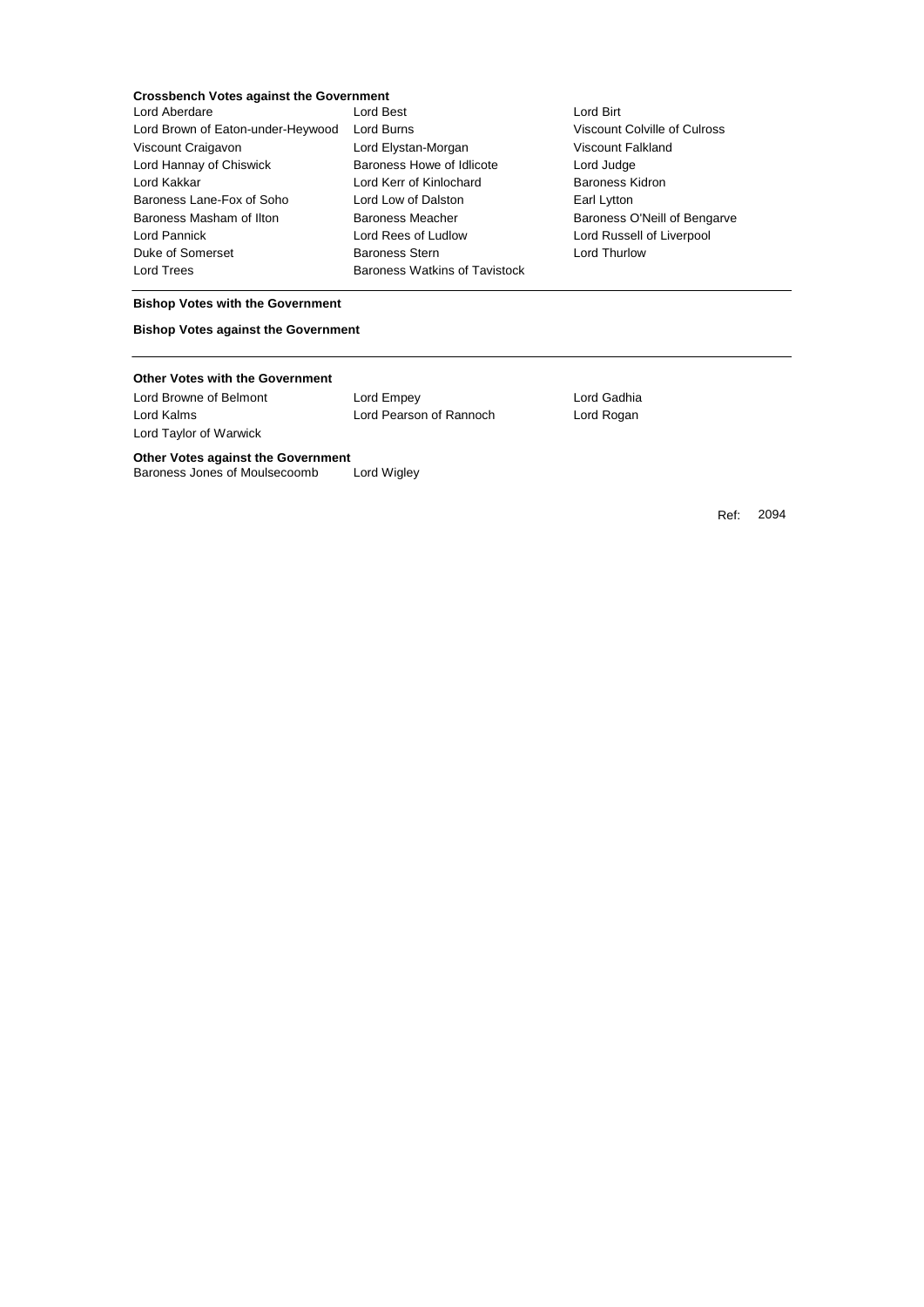**Crossbench Votes against the Government**

Lord Aberdare
Lord Best
Lord Birt
Lord Brown of Eaton-under-Heywood
Lord Burns
Viscount Colville of Culross
Viscount Craigavon
Lord Elystan-Morgan
Viscount Falkland
Lord Hannay of Chiswick
Baroness Howe of Idlicote
Lord Judge
Lord Kakkar
Lord Kerr of Kinlochard
Baroness Kidron
Baroness Lane-Fox of Soho
Lord Low of Dalston
Earl Lytton
Baroness Masham of Ilton
Baroness Meacher
Baroness O'Neill of Bengarve
Lord Pannick
Lord Rees of Ludlow
Lord Russell of Liverpool
Duke of Somerset
Baroness Stern
Lord Thurlow
Lord Trees
Baroness Watkins of Tavistock

---

**Bishop Votes with the Government**

**Bishop Votes against the Government**

---

**Other Votes with the Government**

Lord Browne of Belmont
Lord Empey
Lord Gadhia
Lord Kalms
Lord Pearson of Rannoch
Lord Rogan
Lord Taylor of Warwick

**Other Votes against the Government**

Baroness Jones of Moulsecoomb
Lord Wigley

Ref: 2094